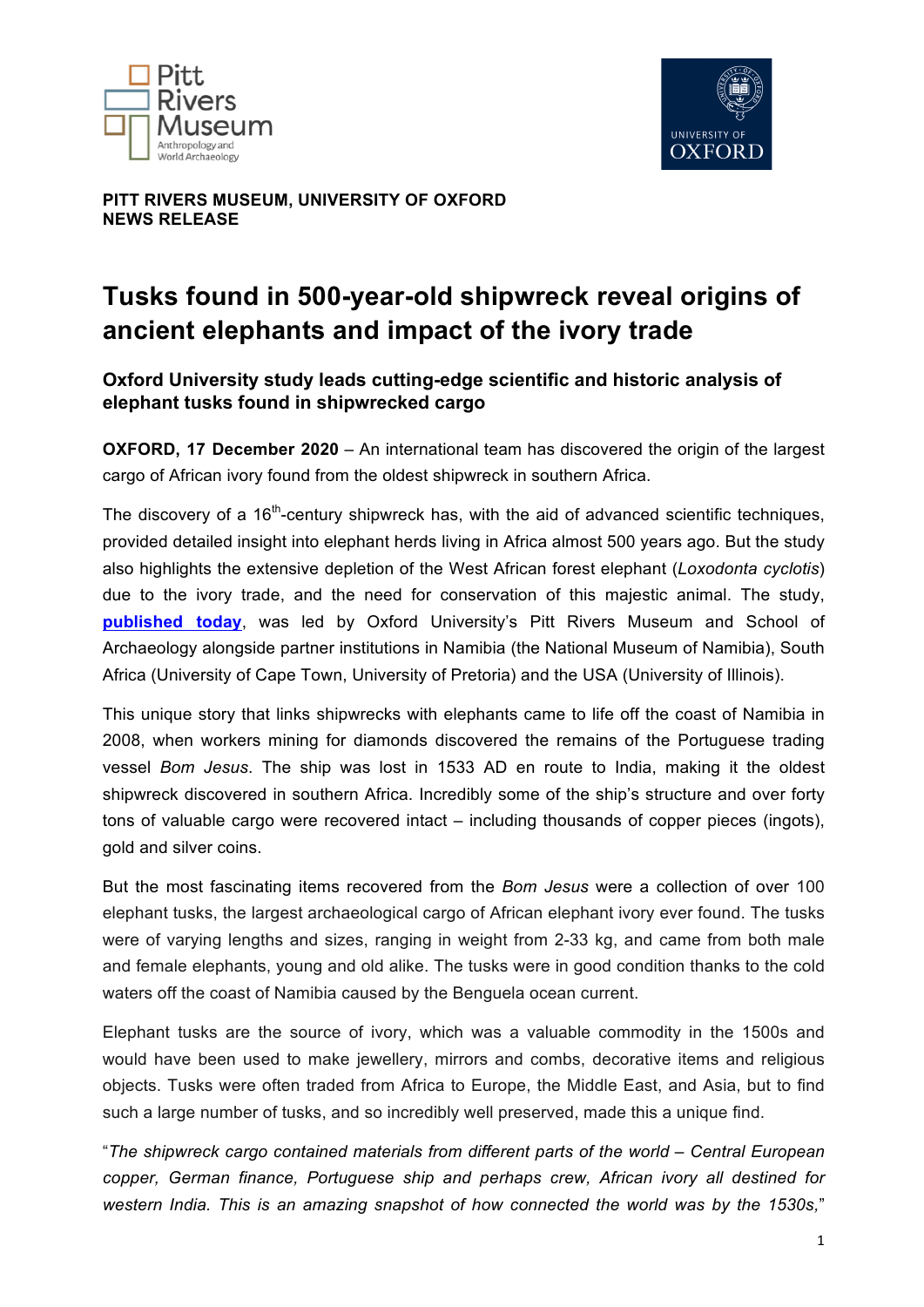**PITT RIVERS MUSEUM, UNIVERSITY OF OXFORD**
**NEWS RELEASE**

# Tusks found in 500-year-old shipwreck reveal origins of ancient elephants and impact of the ivory trade

## Oxford University study leads cutting-edge scientific and historic analysis of elephant tusks found in shipwrecked cargo

**OXFORD, 17 December 2020** – An international team has discovered the origin of the largest cargo of African ivory found from the oldest shipwreck in southern Africa.

The discovery of a 16th-century shipwreck has, with the aid of advanced scientific techniques, provided detailed insight into elephant herds living in Africa almost 500 years ago. But the study also highlights the extensive depletion of the West African forest elephant (*Loxodonta cyclotis*) due to the ivory trade, and the need for conservation of this majestic animal. The study, **published today**, was led by Oxford University's Pitt Rivers Museum and School of Archaeology alongside partner institutions in Namibia (the National Museum of Namibia), South Africa (University of Cape Town, University of Pretoria) and the USA (University of Illinois).

This unique story that links shipwrecks with elephants came to life off the coast of Namibia in 2008, when workers mining for diamonds discovered the remains of the Portuguese trading vessel *Bom Jesus*. The ship was lost in 1533 AD en route to India, making it the oldest shipwreck discovered in southern Africa. Incredibly some of the ship's structure and over forty tons of valuable cargo were recovered intact – including thousands of copper pieces (ingots), gold and silver coins.

But the most fascinating items recovered from the *Bom Jesus* were a collection of over 100 elephant tusks, the largest archaeological cargo of African elephant ivory ever found. The tusks were of varying lengths and sizes, ranging in weight from 2-33 kg, and came from both male and female elephants, young and old alike. The tusks were in good condition thanks to the cold waters off the coast of Namibia caused by the Benguela ocean current.

Elephant tusks are the source of ivory, which was a valuable commodity in the 1500s and would have been used to make jewellery, mirrors and combs, decorative items and religious objects. Tusks were often traded from Africa to Europe, the Middle East, and Asia, but to find such a large number of tusks, and so incredibly well preserved, made this a unique find.

"*The shipwreck cargo contained materials from different parts of the world – Central European copper, German finance, Portuguese ship and perhaps crew, African ivory all destined for western India. This is an amazing snapshot of how connected the world was by the 1530s,*"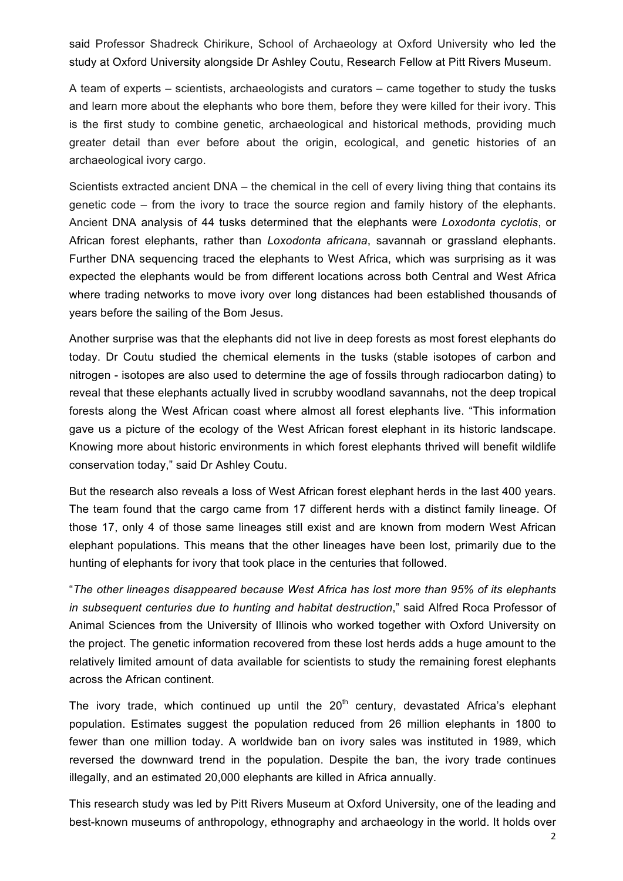said Professor Shadreck Chirikure, School of Archaeology at Oxford University who led the study at Oxford University alongside Dr Ashley Coutu, Research Fellow at Pitt Rivers Museum.

A team of experts – scientists, archaeologists and curators – came together to study the tusks and learn more about the elephants who bore them, before they were killed for their ivory. This is the first study to combine genetic, archaeological and historical methods, providing much greater detail than ever before about the origin, ecological, and genetic histories of an archaeological ivory cargo.

Scientists extracted ancient DNA – the chemical in the cell of every living thing that contains its genetic code – from the ivory to trace the source region and family history of the elephants. Ancient DNA analysis of 44 tusks determined that the elephants were *Loxodonta cyclotis*, or African forest elephants, rather than *Loxodonta africana*, savannah or grassland elephants. Further DNA sequencing traced the elephants to West Africa, which was surprising as it was expected the elephants would be from different locations across both Central and West Africa where trading networks to move ivory over long distances had been established thousands of years before the sailing of the Bom Jesus.

Another surprise was that the elephants did not live in deep forests as most forest elephants do today. Dr Coutu studied the chemical elements in the tusks (stable isotopes of carbon and nitrogen - isotopes are also used to determine the age of fossils through radiocarbon dating) to reveal that these elephants actually lived in scrubby woodland savannahs, not the deep tropical forests along the West African coast where almost all forest elephants live. "This information gave us a picture of the ecology of the West African forest elephant in its historic landscape. Knowing more about historic environments in which forest elephants thrived will benefit wildlife conservation today," said Dr Ashley Coutu.

But the research also reveals a loss of West African forest elephant herds in the last 400 years. The team found that the cargo came from 17 different herds with a distinct family lineage. Of those 17, only 4 of those same lineages still exist and are known from modern West African elephant populations. This means that the other lineages have been lost, primarily due to the hunting of elephants for ivory that took place in the centuries that followed.

"*The other lineages disappeared because West Africa has lost more than 95% of its elephants in subsequent centuries due to hunting and habitat destruction*," said Alfred Roca Professor of Animal Sciences from the University of Illinois who worked together with Oxford University on the project. The genetic information recovered from these lost herds adds a huge amount to the relatively limited amount of data available for scientists to study the remaining forest elephants across the African continent.

The ivory trade, which continued up until the 20th century, devastated Africa's elephant population. Estimates suggest the population reduced from 26 million elephants in 1800 to fewer than one million today. A worldwide ban on ivory sales was instituted in 1989, which reversed the downward trend in the population. Despite the ban, the ivory trade continues illegally, and an estimated 20,000 elephants are killed in Africa annually.

This research study was led by Pitt Rivers Museum at Oxford University, one of the leading and best-known museums of anthropology, ethnography and archaeology in the world. It holds over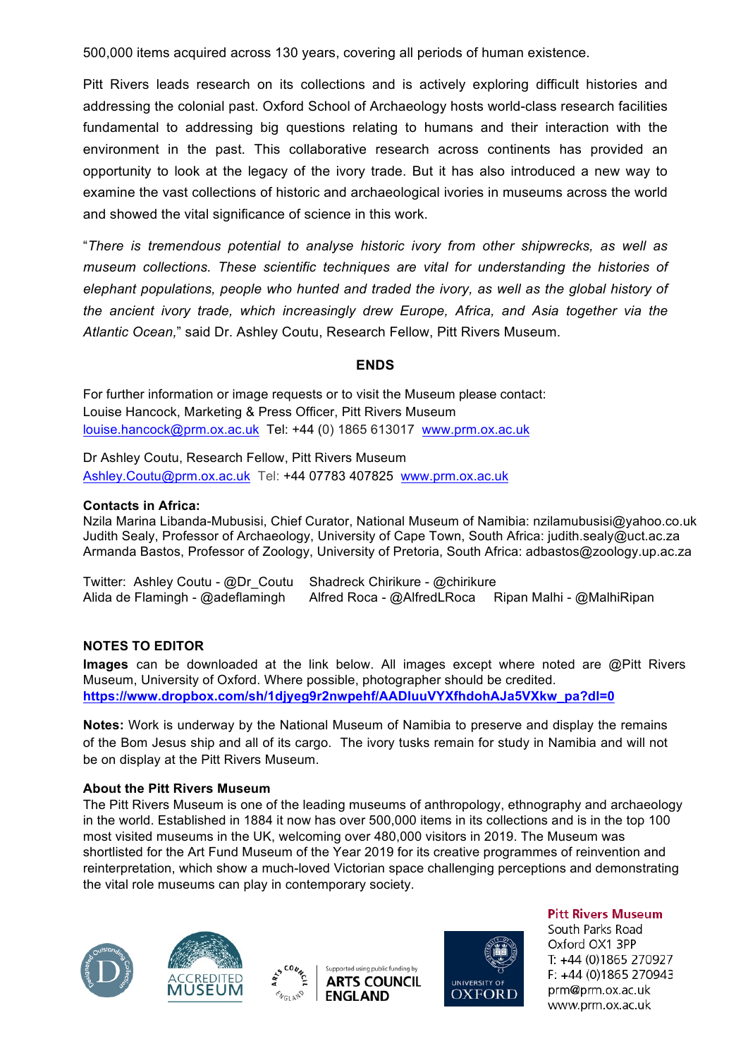500,000 items acquired across 130 years, covering all periods of human existence.

Pitt Rivers leads research on its collections and is actively exploring difficult histories and addressing the colonial past. Oxford School of Archaeology hosts world-class research facilities fundamental to addressing big questions relating to humans and their interaction with the environment in the past. This collaborative research across continents has provided an opportunity to look at the legacy of the ivory trade. But it has also introduced a new way to examine the vast collections of historic and archaeological ivories in museums across the world and showed the vital significance of science in this work.

"*There is tremendous potential to analyse historic ivory from other shipwrecks, as well as museum collections. These scientific techniques are vital for understanding the histories of elephant populations, people who hunted and traded the ivory, as well as the global history of the ancient ivory trade, which increasingly drew Europe, Africa, and Asia together via the Atlantic Ocean,*" said Dr. Ashley Coutu, Research Fellow, Pitt Rivers Museum.

**ENDS**

For further information or image requests or to visit the Museum please contact:
Louise Hancock, Marketing & Press Officer, Pitt Rivers Museum
louise.hancock@prm.ox.ac.uk Tel: +44 (0) 1865 613017 www.prm.ox.ac.uk

Dr Ashley Coutu, Research Fellow, Pitt Rivers Museum
Ashley.Coutu@prm.ox.ac.uk Tel: +44 07783 407825 www.prm.ox.ac.uk

**Contacts in Africa:**
Nzila Marina Libanda-Mubusisi, Chief Curator, National Museum of Namibia: nzilamubusisi@yahoo.co.uk
Judith Sealy, Professor of Archaeology, University of Cape Town, South Africa: judith.sealy@uct.ac.za
Armanda Bastos, Professor of Zoology, University of Pretoria, South Africa: adbastos@zoology.up.ac.za

Twitter: Ashley Coutu - @Dr_Coutu    Shadreck Chirikure - @chirikure
Alida de Flamingh - @adeflamingh    Alfred Roca - @AlfredLRoca    Ripan Malhi - @MalhiRipan

**NOTES TO EDITOR**

**Images** can be downloaded at the link below. All images except where noted are @Pitt Rivers Museum, University of Oxford. Where possible, photographer should be credited.
**https://www.dropbox.com/sh/1djyeg9r2nwpehf/AADIuuVYXfhdohAJa5VXkw_pa?dl=0**

**Notes:** Work is underway by the National Museum of Namibia to preserve and display the remains of the Bom Jesus ship and all of its cargo. The ivory tusks remain for study in Namibia and will not be on display at the Pitt Rivers Museum.

**About the Pitt Rivers Museum**
The Pitt Rivers Museum is one of the leading museums of anthropology, ethnography and archaeology in the world. Established in 1884 it now has over 500,000 items in its collections and is in the top 100 most visited museums in the UK, welcoming over 480,000 visitors in 2019. The Museum was shortlisted for the Art Fund Museum of the Year 2019 for its creative programmes of reinvention and reinterpretation, which show a much-loved Victorian space challenging perceptions and demonstrating the vital role museums can play in contemporary society.

Designated Outstanding Collection

ACCREDITED MUSEUM

Supported using public funding by ARTS COUNCIL ENGLAND

UNIVERSITY OF OXFORD

**Pitt Rivers Museum**
South Parks Road
Oxford OX1 3PP
T: +44 (0)1865 270927
F: +44 (0)1865 270943
prm@prm.ox.ac.uk
www.prm.ox.ac.uk